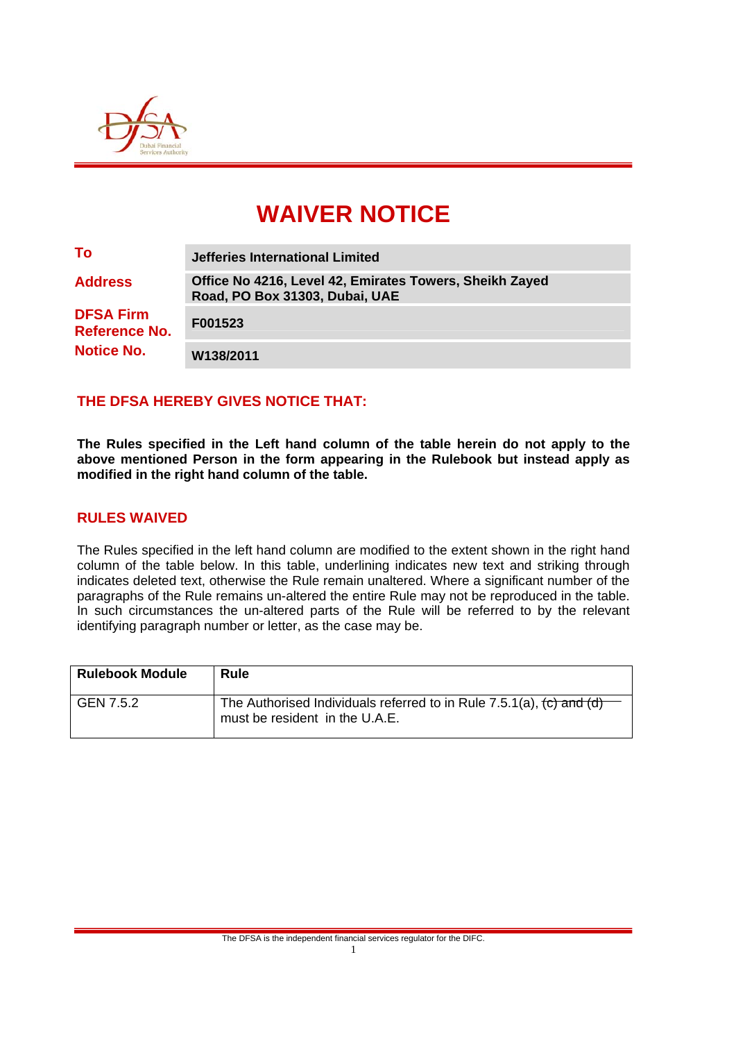# WAIVER NOTICE

| | |
|---|---|
| **To** | **Jefferies International Limited** |
| **Address** | **Office No 4216, Level 42, Emirates Towers, Sheikh Zayed Road, PO Box 31303, Dubai, UAE** |
| **DFSA Firm Reference No.** | **F001523** |
| **Notice No.** | **W138/2011** |

## THE DFSA HEREBY GIVES NOTICE THAT:

**The Rules specified in the Left hand column of the table herein do not apply to the above mentioned Person in the form appearing in the Rulebook but instead apply as modified in the right hand column of the table.**

## RULES WAIVED

The Rules specified in the left hand column are modified to the extent shown in the right hand column of the table below. In this table, underlining indicates new text and striking through indicates deleted text, otherwise the Rule remain unaltered. Where a significant number of the paragraphs of the Rule remains un-altered the entire Rule may not be reproduced in the table. In such circumstances the un-altered parts of the Rule will be referred to by the relevant identifying paragraph number or letter, as the case may be.

| Rulebook Module | Rule |
|---|---|
| GEN 7.5.2 | The Authorised Individuals referred to in Rule 7.5.1(a), ~~(c) and (d)~~ must be resident in the U.A.E. |

The DFSA is the independent financial services regulator for the DIFC.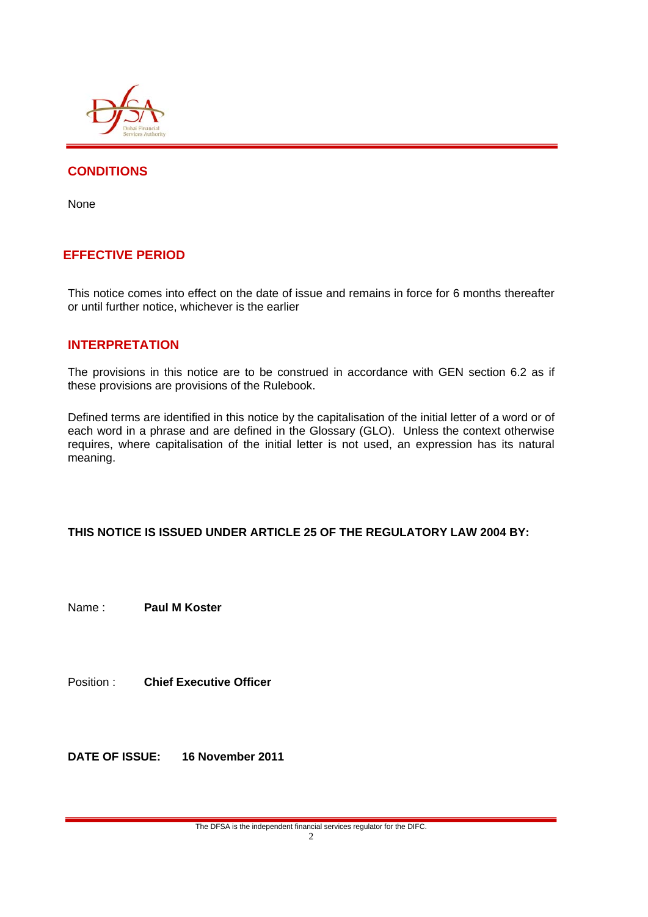## CONDITIONS

None

## EFFECTIVE PERIOD

This notice comes into effect on the date of issue and remains in force for 6 months thereafter or until further notice, whichever is the earlier

## INTERPRETATION

The provisions in this notice are to be construed in accordance with GEN section 6.2 as if these provisions are provisions of the Rulebook.

Defined terms are identified in this notice by the capitalisation of the initial letter of a word or of each word in a phrase and are defined in the Glossary (GLO). Unless the context otherwise requires, where capitalisation of the initial letter is not used, an expression has its natural meaning.

**THIS NOTICE IS ISSUED UNDER ARTICLE 25 OF THE REGULATORY LAW 2004 BY:**

Name : **Paul M Koster**

Position : **Chief Executive Officer**

**DATE OF ISSUE: 16 November 2011**